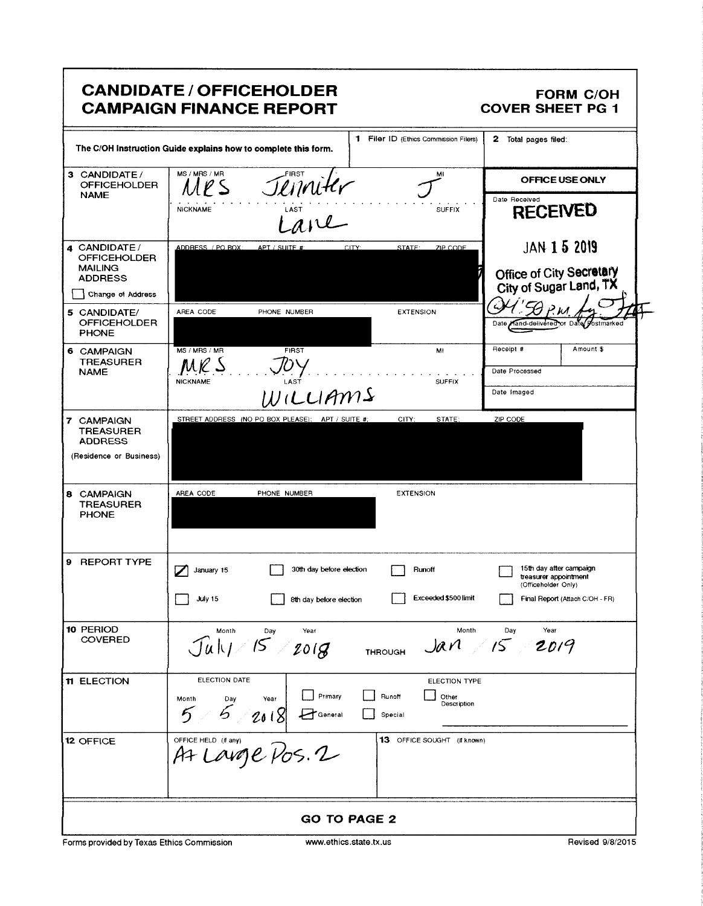# CANDIDATE / OFFICEHOLDER CAMPAIGN FINANCE REPORT

**FORM C/OH COVER SHEET PG 1**

The C/OH Instruction Guide explains how to complete this form.

**1** Filer ID (Ethics Commission Filers)

**2** Total pages filed:

| | |
|---|---|
| **3 CANDIDATE / OFFICEHOLDER NAME** | MS / MRS / MR: MRS FIRST: Jennifer MI: J NICKNAME: LAST: Lane SUFFIX: |
| **4 CANDIDATE / OFFICEHOLDER MAILING ADDRESS** ☐ Change of Address | ADDRESS / PO BOX; APT / SUITE #; CITY; STATE; ZIP CODE: [REDACTED] |
| **5 CANDIDATE/ OFFICEHOLDER PHONE** | AREA CODE PHONE NUMBER EXTENSION: [REDACTED] |
| **6 CAMPAIGN TREASURER NAME** | MS / MRS / MR: MRS FIRST: JOY MI: NICKNAME: LAST: WILLIAMS SUFFIX: |
| **7 CAMPAIGN TREASURER ADDRESS** (Residence or Business) | STREET ADDRESS (NO PO BOX PLEASE); APT / SUITE #; CITY; STATE; ZIP CODE: [REDACTED] |
| **8 CAMPAIGN TREASURER PHONE** | AREA CODE PHONE NUMBER EXTENSION: [REDACTED] |

**OFFICE USE ONLY**

Date Received: **RECEIVED** JAN 15 2019 Office of City Secretary City of Sugar Land, TX 04:50 P.M.

Date Hand-delivered or Date Postmarked

Receipt # | Amount $

Date Processed

Date Imaged

**9 REPORT TYPE**

- ☑ January 15
- ☐ July 15
- ☐ 30th day before election
- ☐ 8th day before election
- ☐ Runoff
- ☐ Exceeded $500 limit
- ☐ 15th day after campaign treasurer appointment (Officeholder Only)
- ☐ Final Report (Attach C/OH - FR)

**10 PERIOD COVERED**

Month Day Year: July 15 2018 THROUGH Month Day Year: Jan 15 2019

**11 ELECTION**

ELECTION DATE: Month Day Year: 5 5 2018

ELECTION TYPE:

- ☐ Primary
- ☑ General
- ☐ Runoff
- ☐ Special
- ☐ Other Description

**12 OFFICE**

OFFICE HELD (if any): At Large Pos. 2

**13** OFFICE SOUGHT (if known):

**GO TO PAGE 2**

Forms provided by Texas Ethics Commission www.ethics.state.tx.us Revised 9/8/2015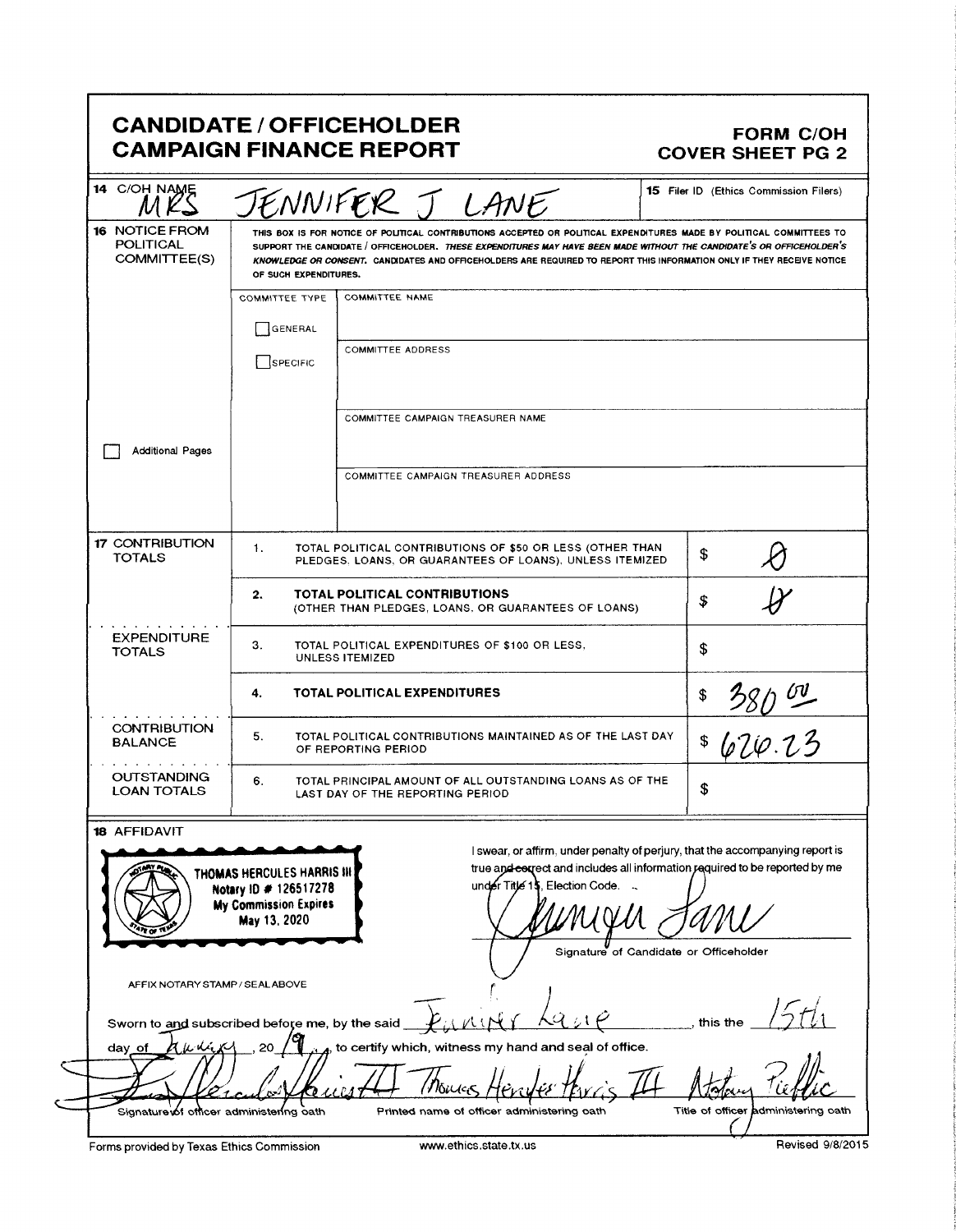# CANDIDATE / OFFICEHOLDER CAMPAIGN FINANCE REPORT

**FORM C/OH COVER SHEET PG 2**

| | | |
|---|---|---|
| **14** C/OH NAME | MRS JENNIFER J LANE | **15** Filer ID (Ethics Commission Filers) |

**16 NOTICE FROM POLITICAL COMMITTEE(S)**

THIS BOX IS FOR NOTICE OF POLITICAL CONTRIBUTIONS ACCEPTED OR POLITICAL EXPENDITURES MADE BY POLITICAL COMMITTEES TO SUPPORT THE CANDIDATE / OFFICEHOLDER. *THESE EXPENDITURES MAY HAVE BEEN MADE WITHOUT THE CANDIDATE'S OR OFFICEHOLDER'S KNOWLEDGE OR CONSENT.* CANDIDATES AND OFFICEHOLDERS ARE REQUIRED TO REPORT THIS INFORMATION ONLY IF THEY RECEIVE NOTICE OF SUCH EXPENDITURES.

| COMMITTEE TYPE | |
|---|---|
| ☐ GENERAL | COMMITTEE NAME |
| ☐ SPECIFIC | COMMITTEE ADDRESS |
| | COMMITTEE CAMPAIGN TREASURER NAME |
| | COMMITTEE CAMPAIGN TREASURER ADDRESS |

☐ Additional Pages

| | | | |
|---|---|---|---|
| **17** CONTRIBUTION TOTALS | 1. | TOTAL POLITICAL CONTRIBUTIONS OF $50 OR LESS (OTHER THAN PLEDGES, LOANS, OR GUARANTEES OF LOANS), UNLESS ITEMIZED | $ 0 |
| | 2. | **TOTAL POLITICAL CONTRIBUTIONS** (OTHER THAN PLEDGES, LOANS, OR GUARANTEES OF LOANS) | $ 0 |
| EXPENDITURE TOTALS | 3. | TOTAL POLITICAL EXPENDITURES OF $100 OR LESS, UNLESS ITEMIZED | $ |
| | 4. | **TOTAL POLITICAL EXPENDITURES** | $ 380.00 |
| CONTRIBUTION BALANCE | 5. | TOTAL POLITICAL CONTRIBUTIONS MAINTAINED AS OF THE LAST DAY OF REPORTING PERIOD | $ 626.23 |
| OUTSTANDING LOAN TOTALS | 6. | TOTAL PRINCIPAL AMOUNT OF ALL OUTSTANDING LOANS AS OF THE LAST DAY OF THE REPORTING PERIOD | $ |

**18 AFFIDAVIT**

THOMAS HERCULES HARRIS III
Notary ID # 126517278
My Commission Expires
May 13, 2020

AFFIX NOTARY STAMP / SEAL ABOVE

I swear, or affirm, under penalty of perjury, that the accompanying report is true and correct and includes all information required to be reported by me under Title 15, Election Code.

Jennifer Lane

Signature of Candidate or Officeholder

Sworn to and subscribed before me, by the said Jennifer Lane, this the 15th day of January, 2019, to certify which, witness my hand and seal of office.

| Thomas Hercules Harris III | Thomas Hercules Harris III | Notary Public |
|---|---|---|
| Signature of officer administering oath | Printed name of officer administering oath | Title of officer administering oath |

Forms provided by Texas Ethics Commission | www.ethics.state.tx.us | Revised 9/8/2015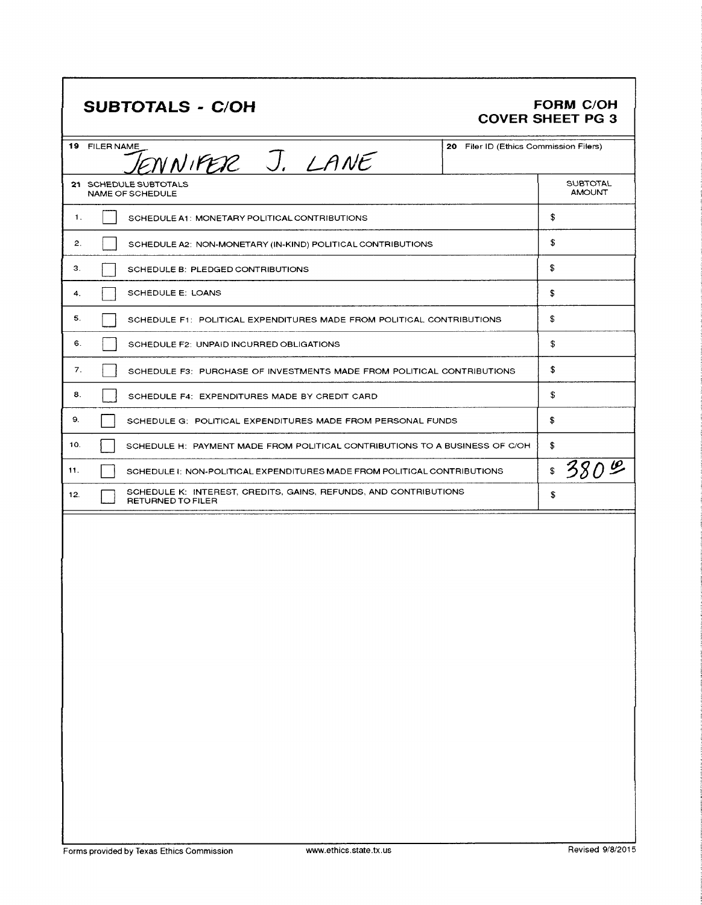# SUBTOTALS - C/OH

**FORM C/OH**
**COVER SHEET PG 3**

| 19 FILER NAME | 20 Filer ID (Ethics Commission Filers) |
|---|---|
| JENNIFER J. LANE | |

| 21 SCHEDULE SUBTOTALS NAME OF SCHEDULE | SUBTOTAL AMOUNT |
|---|---|
| 1. ☐ SCHEDULE A1: MONETARY POLITICAL CONTRIBUTIONS | $ |
| 2. ☐ SCHEDULE A2: NON-MONETARY (IN-KIND) POLITICAL CONTRIBUTIONS | $ |
| 3. ☐ SCHEDULE B: PLEDGED CONTRIBUTIONS | $ |
| 4. ☐ SCHEDULE E: LOANS | $ |
| 5. ☐ SCHEDULE F1: POLITICAL EXPENDITURES MADE FROM POLITICAL CONTRIBUTIONS | $ |
| 6. ☐ SCHEDULE F2: UNPAID INCURRED OBLIGATIONS | $ |
| 7. ☐ SCHEDULE F3: PURCHASE OF INVESTMENTS MADE FROM POLITICAL CONTRIBUTIONS | $ |
| 8. ☐ SCHEDULE F4: EXPENDITURES MADE BY CREDIT CARD | $ |
| 9. ☐ SCHEDULE G: POLITICAL EXPENDITURES MADE FROM PERSONAL FUNDS | $ |
| 10. ☐ SCHEDULE H: PAYMENT MADE FROM POLITICAL CONTRIBUTIONS TO A BUSINESS OF C/OH | $ |
| 11. ☐ SCHEDULE I: NON-POLITICAL EXPENDITURES MADE FROM POLITICAL CONTRIBUTIONS | $ 380.00 |
| 12. ☐ SCHEDULE K: INTEREST, CREDITS, GAINS, REFUNDS, AND CONTRIBUTIONS RETURNED TO FILER | $ |

Forms provided by Texas Ethics Commission www.ethics.state.tx.us Revised 9/8/2015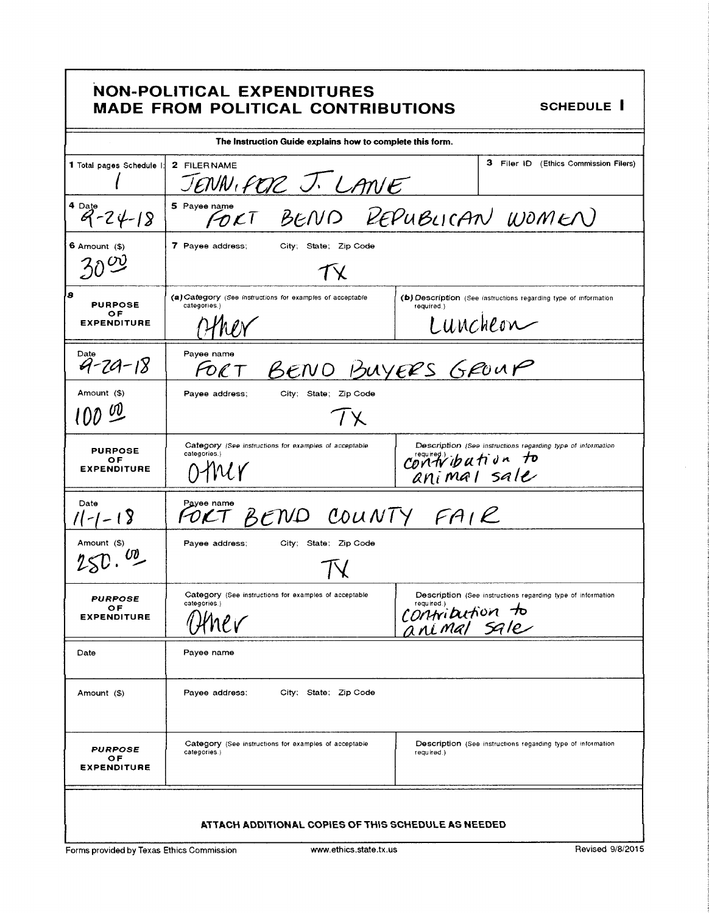# NON-POLITICAL EXPENDITURES MADE FROM POLITICAL CONTRIBUTIONS

**SCHEDULE I**

The Instruction Guide explains how to complete this form.

| | | |
|---|---|---|
| **1** Total pages Schedule I: 1 | **2** FILER NAME: JENNIFER J. LANE | **3** Filer ID (Ethics Commission Filers) |
| **4** Date: 9-24-18 | **5** Payee name: FORT BEND REPUBLICAN WOMEN | |
| **6** Amount ($): 30.00 | **7** Payee address; City; State; Zip Code: TX | |
| **8** PURPOSE OF EXPENDITURE | **(a)** Category (See instructions for examples of acceptable categories.): Other | **(b)** Description (See instructions regarding type of information required.): Luncheon |
| Date: 9-29-18 | Payee name: FORT BEND BUYERS GROUP | |
| Amount ($): 100.00 | Payee address; City; State; Zip Code: TX | |
| PURPOSE OF EXPENDITURE | Category (See instructions for examples of acceptable categories.): Other | Description (See instructions regarding type of information required.): contribution to animal sale |
| Date: 11-1-18 | Payee name: FORT BEND COUNTY FAIR | |
| Amount ($): 250.00 | Payee address; City; State; Zip Code: TX | |
| PURPOSE OF EXPENDITURE | Category (See instructions for examples of acceptable categories.): Other | Description (See instructions regarding type of information required.): contribution to animal sale |
| Date | Payee name | |
| Amount ($) | Payee address; City; State; Zip Code | |
| PURPOSE OF EXPENDITURE | Category (See instructions for examples of acceptable categories.) | Description (See instructions regarding type of information required.) |

**ATTACH ADDITIONAL COPIES OF THIS SCHEDULE AS NEEDED**

Forms provided by Texas Ethics Commission www.ethics.state.tx.us Revised 9/8/2015